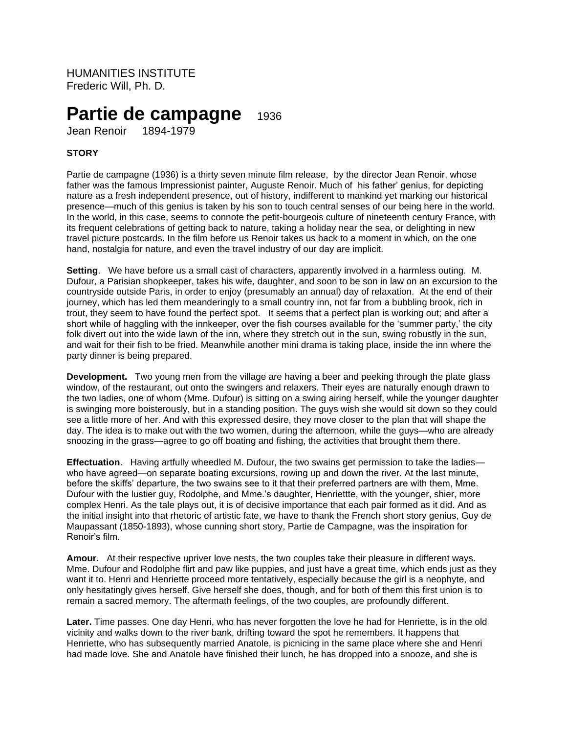HUMANITIES INSTITUTE
Frederic Will, Ph. D.

# Partie de campagne 1936

Jean Renoir 1894-1979

**STORY**

Partie de campagne (1936) is a thirty seven minute film release, by the director Jean Renoir, whose father was the famous Impressionist painter, Auguste Renoir. Much of his father' genius, for depicting nature as a fresh independent presence, out of history, indifferent to mankind yet marking our historical presence—much of this genius is taken by his son to touch central senses of our being here in the world. In the world, in this case, seems to connote the petit-bourgeois culture of nineteenth century France, with its frequent celebrations of getting back to nature, taking a holiday near the sea, or delighting in new travel picture postcards. In the film before us Renoir takes us back to a moment in which, on the one hand, nostalgia for nature, and even the travel industry of our day are implicit.

**Setting**. We have before us a small cast of characters, apparently involved in a harmless outing. M. Dufour, a Parisian shopkeeper, takes his wife, daughter, and soon to be son in law on an excursion to the countryside outside Paris, in order to enjoy (presumably an annual) day of relaxation. At the end of their journey, which has led them meanderingly to a small country inn, not far from a bubbling brook, rich in trout, they seem to have found the perfect spot. It seems that a perfect plan is working out; and after a short while of haggling with the innkeeper, over the fish courses available for the 'summer party,' the city folk divert out into the wide lawn of the inn, where they stretch out in the sun, swing robustly in the sun, and wait for their fish to be fried. Meanwhile another mini drama is taking place, inside the inn where the party dinner is being prepared.

**Development.** Two young men from the village are having a beer and peeking through the plate glass window, of the restaurant, out onto the swingers and relaxers. Their eyes are naturally enough drawn to the two ladies, one of whom (Mme. Dufour) is sitting on a swing airing herself, while the younger daughter is swinging more boisterously, but in a standing position. The guys wish she would sit down so they could see a little more of her. And with this expressed desire, they move closer to the plan that will shape the day. The idea is to make out with the two women, during the afternoon, while the guys—who are already snoozing in the grass—agree to go off boating and fishing, the activities that brought them there.

**Effectuation**. Having artfully wheedled M. Dufour, the two swains get permission to take the ladies—who have agreed—on separate boating excursions, rowing up and down the river. At the last minute, before the skiffs' departure, the two swains see to it that their preferred partners are with them, Mme. Dufour with the lustier guy, Rodolphe, and Mme.'s daughter, Henriettte, with the younger, shier, more complex Henri. As the tale plays out, it is of decisive importance that each pair formed as it did. And as the initial insight into that rhetoric of artistic fate, we have to thank the French short story genius, Guy de Maupassant (1850-1893), whose cunning short story, Partie de Campagne, was the inspiration for Renoir's film.

**Amour.** At their respective upriver love nests, the two couples take their pleasure in different ways. Mme. Dufour and Rodolphe flirt and paw like puppies, and just have a great time, which ends just as they want it to. Henri and Henriette proceed more tentatively, especially because the girl is a neophyte, and only hesitatingly gives herself. Give herself she does, though, and for both of them this first union is to remain a sacred memory. The aftermath feelings, of the two couples, are profoundly different.

**Later.** Time passes. One day Henri, who has never forgotten the love he had for Henriette, is in the old vicinity and walks down to the river bank, drifting toward the spot he remembers. It happens that Henriette, who has subsequently married Anatole, is picnicing in the same place where she and Henri had made love. She and Anatole have finished their lunch, he has dropped into a snooze, and she is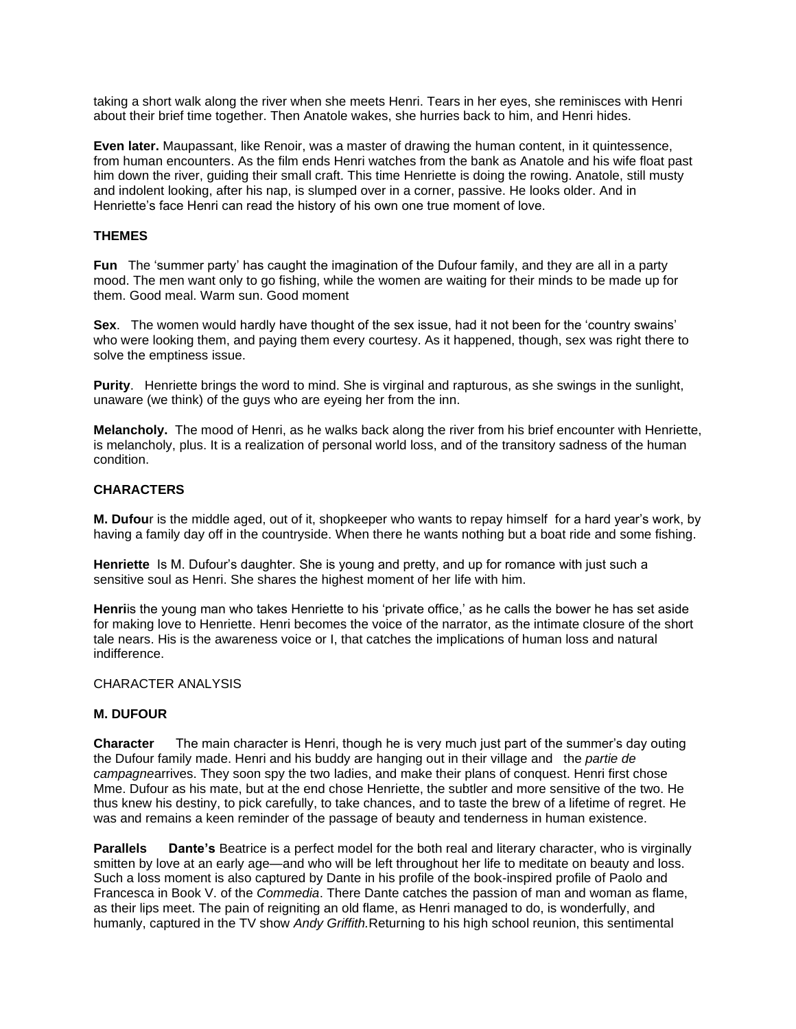taking a short walk along the river when she meets Henri. Tears in her eyes, she reminisces with Henri about their brief time together. Then Anatole wakes, she hurries back to him, and Henri hides.

**Even later.** Maupassant, like Renoir, was a master of drawing the human content, in it quintessence, from human encounters. As the film ends Henri watches from the bank as Anatole and his wife float past him down the river, guiding their small craft. This time Henriette is doing the rowing. Anatole, still musty and indolent looking, after his nap, is slumped over in a corner, passive. He looks older. And in Henriette's face Henri can read the history of his own one true moment of love.

**THEMES**

**Fun** The 'summer party' has caught the imagination of the Dufour family, and they are all in a party mood. The men want only to go fishing, while the women are waiting for their minds to be made up for them. Good meal. Warm sun. Good moment

**Sex**. The women would hardly have thought of the sex issue, had it not been for the 'country swains' who were looking them, and paying them every courtesy. As it happened, though, sex was right there to solve the emptiness issue.

**Purity**. Henriette brings the word to mind. She is virginal and rapturous, as she swings in the sunlight, unaware (we think) of the guys who are eyeing her from the inn.

**Melancholy.** The mood of Henri, as he walks back along the river from his brief encounter with Henriette, is melancholy, plus. It is a realization of personal world loss, and of the transitory sadness of the human condition.

**CHARACTERS**

**M. Dufou**r is the middle aged, out of it, shopkeeper who wants to repay himself for a hard year's work, by having a family day off in the countryside. When there he wants nothing but a boat ride and some fishing.

**Henriette** Is M. Dufour's daughter. She is young and pretty, and up for romance with just such a sensitive soul as Henri. She shares the highest moment of her life with him.

**Henri**is the young man who takes Henriette to his 'private office,' as he calls the bower he has set aside for making love to Henriette. Henri becomes the voice of the narrator, as the intimate closure of the short tale nears. His is the awareness voice or I, that catches the implications of human loss and natural indifference.

CHARACTER ANALYSIS

**M. DUFOUR**

**Character** The main character is Henri, though he is very much just part of the summer's day outing the Dufour family made. Henri and his buddy are hanging out in their village and the *partie de campagne*arrives. They soon spy the two ladies, and make their plans of conquest. Henri first chose Mme. Dufour as his mate, but at the end chose Henriette, the subtler and more sensitive of the two. He thus knew his destiny, to pick carefully, to take chances, and to taste the brew of a lifetime of regret. He was and remains a keen reminder of the passage of beauty and tenderness in human existence.

**Parallels** **Dante's** Beatrice is a perfect model for the both real and literary character, who is virginally smitten by love at an early age—and who will be left throughout her life to meditate on beauty and loss. Such a loss moment is also captured by Dante in his profile of the book-inspired profile of Paolo and Francesca in Book V. of the *Commedia*. There Dante catches the passion of man and woman as flame, as their lips meet. The pain of reigniting an old flame, as Henri managed to do, is wonderfully, and humanly, captured in the TV show *Andy Griffith.*Returning to his high school reunion, this sentimental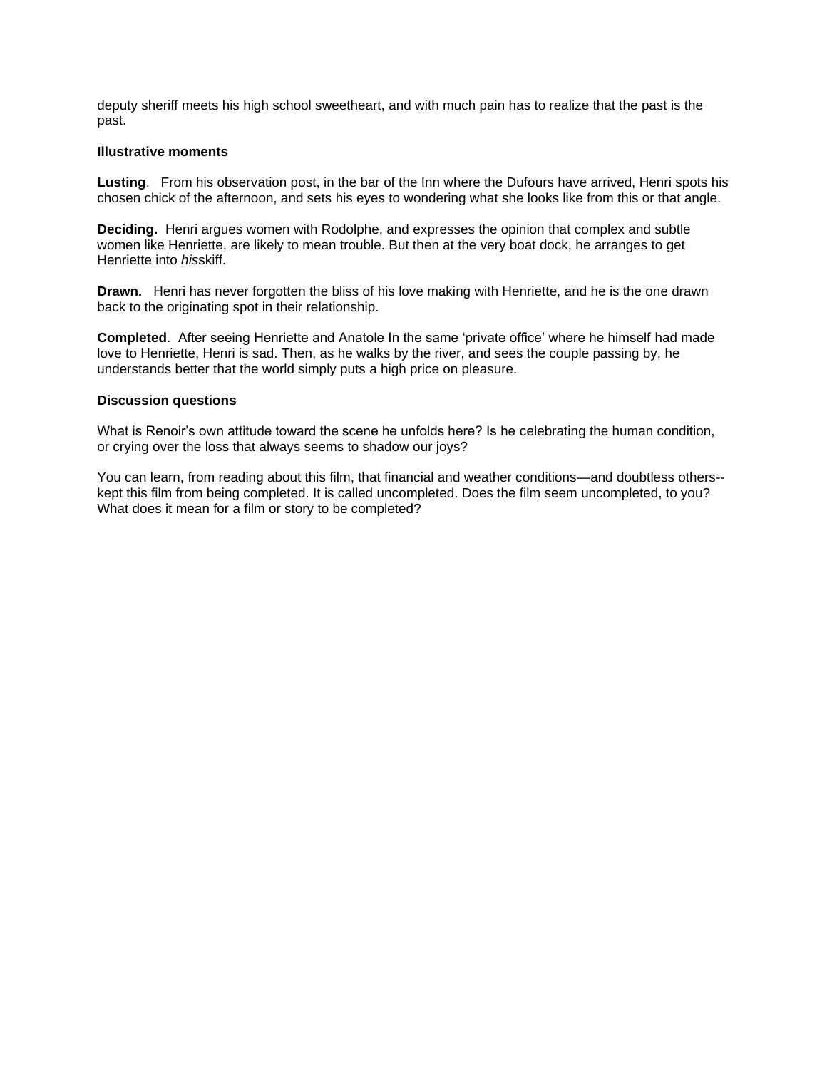deputy sheriff meets his high school sweetheart, and with much pain has to realize that the past is the past.

**Illustrative moments**

**Lusting**. From his observation post, in the bar of the Inn where the Dufours have arrived, Henri spots his chosen chick of the afternoon, and sets his eyes to wondering what she looks like from this or that angle.

**Deciding.** Henri argues women with Rodolphe, and expresses the opinion that complex and subtle women like Henriette, are likely to mean trouble. But then at the very boat dock, he arranges to get Henriette into *his*skiff.

**Drawn.** Henri has never forgotten the bliss of his love making with Henriette, and he is the one drawn back to the originating spot in their relationship.

**Completed**. After seeing Henriette and Anatole In the same 'private office' where he himself had made love to Henriette, Henri is sad. Then, as he walks by the river, and sees the couple passing by, he understands better that the world simply puts a high price on pleasure.

**Discussion questions**

What is Renoir's own attitude toward the scene he unfolds here? Is he celebrating the human condition, or crying over the loss that always seems to shadow our joys?

You can learn, from reading about this film, that financial and weather conditions—and doubtless others--kept this film from being completed. It is called uncompleted. Does the film seem uncompleted, to you? What does it mean for a film or story to be completed?